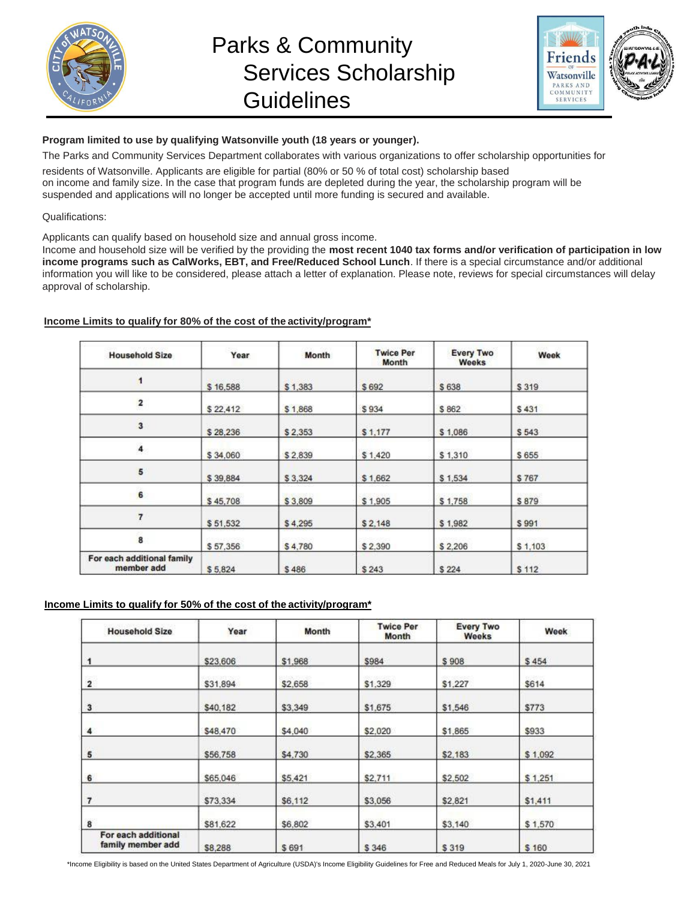# Parks & Community Services Scholarship Guidelines

**Program limited to use by qualifying Watsonville youth (18 years or younger).**

The Parks and Community Services Department collaborates with various organizations to offer scholarship opportunities for residents of Watsonville. Applicants are eligible for partial (80% or 50 % of total cost) scholarship based on income and family size. In the case that program funds are depleted during the year, the scholarship program will be suspended and applications will no longer be accepted until more funding is secured and available.

Qualifications:

Applicants can qualify based on household size and annual gross income.
Income and household size will be verified by the providing the **most recent 1040 tax forms and/or verification of participation in low income programs such as CalWorks, EBT, and Free/Reduced School Lunch**. If there is a special circumstance and/or additional information you will like to be considered, please attach a letter of explanation. Please note, reviews for special circumstances will delay approval of scholarship.

**Income Limits to qualify for 80% of the cost of the activity/program***

| Household Size | Year | Month | Twice Per Month | Every Two Weeks | Week |
|---|---|---|---|---|---|
| 1 | $ 16,588 | $ 1,383 | $ 692 | $ 638 | $ 319 |
| 2 | $ 22,412 | $ 1,868 | $ 934 | $ 862 | $ 431 |
| 3 | $ 28,236 | $ 2,353 | $ 1,177 | $ 1,086 | $ 543 |
| 4 | $ 34,060 | $ 2,839 | $ 1,420 | $ 1,310 | $ 655 |
| 5 | $ 39,884 | $ 3,324 | $ 1,662 | $ 1,534 | $ 767 |
| 6 | $ 45,708 | $ 3,809 | $ 1,905 | $ 1,758 | $ 879 |
| 7 | $ 51,532 | $ 4,295 | $ 2,148 | $ 1,982 | $ 991 |
| 8 | $ 57,356 | $ 4,780 | $ 2,390 | $ 2,206 | $ 1,103 |
| For each additional family member add | $ 5,824 | $ 486 | $ 243 | $ 224 | $ 112 |

**Income Limits to qualify for 50% of the cost of the activity/program***

| Household Size | Year | Month | Twice Per Month | Every Two Weeks | Week |
|---|---|---|---|---|---|
| 1 | $23,606 | $1,968 | $984 | $ 908 | $ 454 |
| 2 | $31,894 | $2,658 | $1,329 | $1,227 | $614 |
| 3 | $40,182 | $3,349 | $1,675 | $1,546 | $773 |
| 4 | $48,470 | $4,040 | $2,020 | $1,865 | $933 |
| 5 | $56,758 | $4,730 | $2,365 | $2,183 | $ 1,092 |
| 6 | $65,046 | $5,421 | $2,711 | $2,502 | $ 1,251 |
| 7 | $73,334 | $6,112 | $3,056 | $2,821 | $1,411 |
| 8 | $81,622 | $6,802 | $3,401 | $3,140 | $ 1,570 |
| For each additional family member add | $8,288 | $ 691 | $ 346 | $ 319 | $ 160 |

*Income Eligibility is based on the United States Department of Agriculture (USDA)'s Income Eligibility Guidelines for Free and Reduced Meals for July 1, 2020-June 30, 2021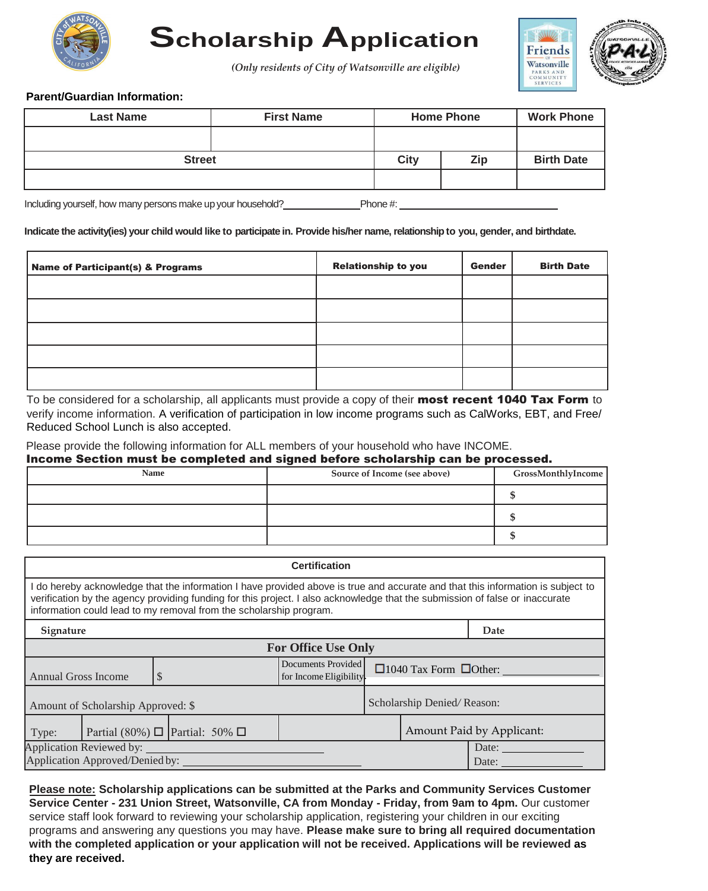# Scholarship Application

*(Only residents of City of Watsonville are eligible)*

**Parent/Guardian Information:**

| Last Name | First Name | Home Phone | | Work Phone |
|---|---|---|---|---|
| | | | | |
| Street | | City | Zip | Birth Date |
| | | | | |

Including yourself, how many persons make up your household?\_\_\_\_\_\_\_\_\_\_\_\_\_\_ Phone #: \_\_\_\_\_\_\_\_\_\_\_\_\_\_\_\_\_\_\_\_\_\_\_\_\_\_\_\_

**Indicate the activity(ies) your child would like to participate in. Provide his/her name, relationship to you, gender, and birthdate.**

| Name of Participant(s) & Programs | Relationship to you | Gender | Birth Date |
|---|---|---|---|
| | | | |
| | | | |
| | | | |
| | | | |
| | | | |

To be considered for a scholarship, all applicants must provide a copy of their **most recent 1040 Tax Form** to verify income information. A verification of participation in low income programs such as CalWorks, EBT, and Free/ Reduced School Lunch is also accepted.

Please provide the following information for ALL members of your household who have INCOME.
**Income Section must be completed and signed before scholarship can be processed.**

| Name | Source of Income (see above) | GrossMonthlyIncome |
|---|---|---|
| | | $ |
| | | $ |
| | | $ |

| Certification | | | | |
|---|---|---|---|---|
| I do hereby acknowledge that the information I have provided above is true and accurate and that this information is subject to verification by the agency providing funding for this project. I also acknowledge that the submission of false or inaccurate information could lead to my removal from the scholarship program. | | | | |
| Signature | | | | Date |
| **For Office Use Only** | | | | |
| Annual Gross Income | $ | Documents Provided for Income Eligibility | ☐1040 Tax Form ☐Other: \_\_\_\_\_\_\_\_\_\_\_\_ | |
| Amount of Scholarship Approved: $ | | | Scholarship Denied/ Reason: | |
| Type: | Partial (80%) ☐ | Partial: 50% ☐ | | Amount Paid by Applicant: |
| Application Reviewed by: \_\_\_\_\_\_\_\_\_\_\_\_\_\_\_\_\_\_\_\_\_\_\_\_ | | | | Date: \_\_\_\_\_\_\_\_\_\_\_\_ |
| Application Approved/Denied by: \_\_\_\_\_\_\_\_\_\_\_\_\_\_\_\_\_\_\_\_\_\_\_\_ | | | | Date: \_\_\_\_\_\_\_\_\_\_\_\_ |

**Please note: Scholarship applications can be submitted at the Parks and Community Services Customer Service Center - 231 Union Street, Watsonville, CA from Monday - Friday, from 9am to 4pm.** Our customer service staff look forward to reviewing your scholarship application, registering your children in our exciting programs and answering any questions you may have. **Please make sure to bring all required documentation with the completed application or your application will not be received. Applications will be reviewed as they are received.**